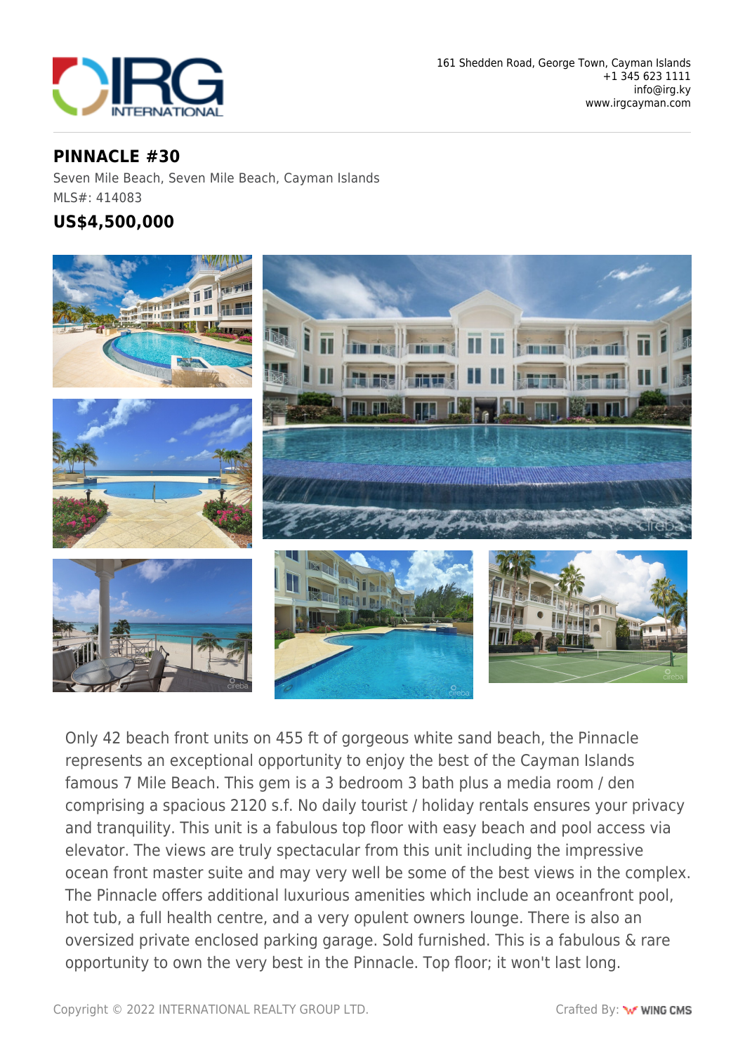161 Shedden Road, George Town, Cayman Islands
+1 345 623 1111
info@irg.ky
www.irgcayman.com

# PINNACLE #30

Seven Mile Beach, Seven Mile Beach, Cayman Islands

MLS#: 414083

## US$4,500,000

Only 42 beach front units on 455 ft of gorgeous white sand beach, the Pinnacle represents an exceptional opportunity to enjoy the best of the Cayman Islands famous 7 Mile Beach. This gem is a 3 bedroom 3 bath plus a media room / den comprising a spacious 2120 s.f. No daily tourist / holiday rentals ensures your privacy and tranquility. This unit is a fabulous top floor with easy beach and pool access via elevator. The views are truly spectacular from this unit including the impressive ocean front master suite and may very well be some of the best views in the complex. The Pinnacle offers additional luxurious amenities which include an oceanfront pool, hot tub, a full health centre, and a very opulent owners lounge. There is also an oversized private enclosed parking garage. Sold furnished. This is a fabulous & rare opportunity to own the very best in the Pinnacle. Top floor; it won't last long.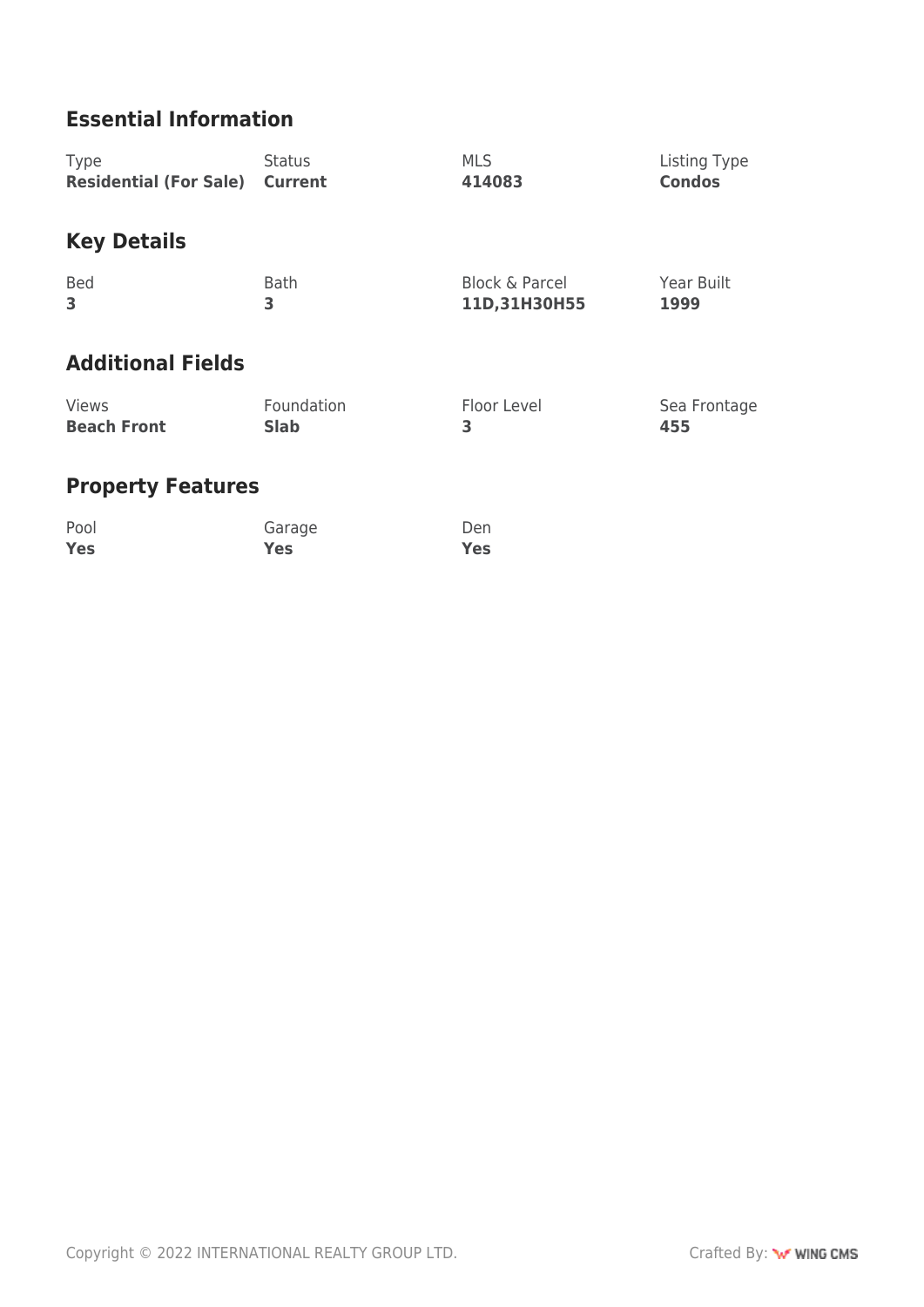## Essential Information

| Type | Status | MLS | Listing Type |
|---|---|---|---|
| **Residential (For Sale)** | **Current** | **414083** | **Condos** |

## Key Details

| Bed | Bath | Block & Parcel | Year Built |
|---|---|---|---|
| **3** | **3** | **11D,31H30H55** | **1999** |

## Additional Fields

| Views | Foundation | Floor Level | Sea Frontage |
|---|---|---|---|
| **Beach Front** | **Slab** | **3** | **455** |

## Property Features

| Pool | Garage | Den |
|---|---|---|
| **Yes** | **Yes** | **Yes** |

Copyright © 2022 INTERNATIONAL REALTY GROUP LTD.

Crafted By: WING CMS